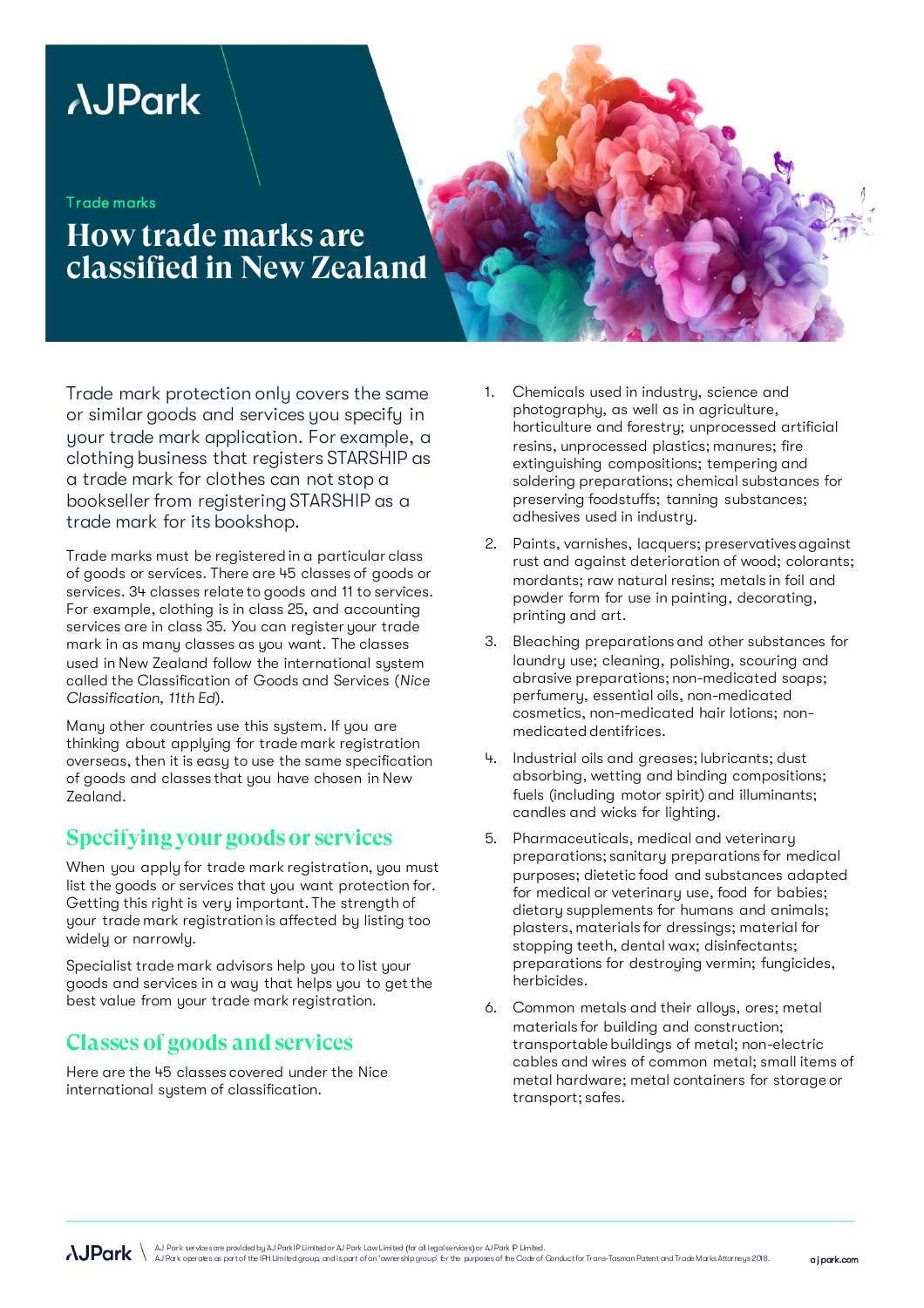Trade marks

# How trade marks are classified in New Zealand

Trade mark protection only covers the same or similar goods and services you specify in your trade mark application. For example, a clothing business that registers STARSHIP as a trade mark for clothes can not stop a bookseller from registering STARSHIP as a trade mark for its bookshop.

Trade marks must be registered in a particular class of goods or services. There are 45 classes of goods or services. 34 classes relate to goods and 11 to services. For example, clothing is in class 25, and accounting services are in class 35. You can register your trade mark in as many classes as you want. The classes used in New Zealand follow the international system called the Classification of Goods and Services (*Nice Classification, 11th Ed*).

Many other countries use this system. If you are thinking about applying for trade mark registration overseas, then it is easy to use the same specification of goods and classes that you have chosen in New Zealand.

## Specifying your goods or services

When you apply for trade mark registration, you must list the goods or services that you want protection for. Getting this right is very important. The strength of your trade mark registration is affected by listing too widely or narrowly.

Specialist trade mark advisors help you to list your goods and services in a way that helps you to get the best value from your trade mark registration.

## Classes of goods and services

Here are the 45 classes covered under the Nice international system of classification.

1. Chemicals used in industry, science and photography, as well as in agriculture, horticulture and forestry; unprocessed artificial resins, unprocessed plastics; manures; fire extinguishing compositions; tempering and soldering preparations; chemical substances for preserving foodstuffs; tanning substances; adhesives used in industry.
2. Paints, varnishes, lacquers; preservatives against rust and against deterioration of wood; colorants; mordants; raw natural resins; metals in foil and powder form for use in painting, decorating, printing and art.
3. Bleaching preparations and other substances for laundry use; cleaning, polishing, scouring and abrasive preparations; non-medicated soaps; perfumery, essential oils, non-medicated cosmetics, non-medicated hair lotions; non-medicated dentifrices.
4. Industrial oils and greases; lubricants; dust absorbing, wetting and binding compositions; fuels (including motor spirit) and illuminants; candles and wicks for lighting.
5. Pharmaceuticals, medical and veterinary preparations; sanitary preparations for medical purposes; dietetic food and substances adapted for medical or veterinary use, food for babies; dietary supplements for humans and animals; plasters, materials for dressings; material for stopping teeth, dental wax; disinfectants; preparations for destroying vermin; fungicides, herbicides.
6. Common metals and their alloys, ores; metal materials for building and construction; transportable buildings of metal; non-electric cables and wires of common metal; small items of metal hardware; metal containers for storage or transport; safes.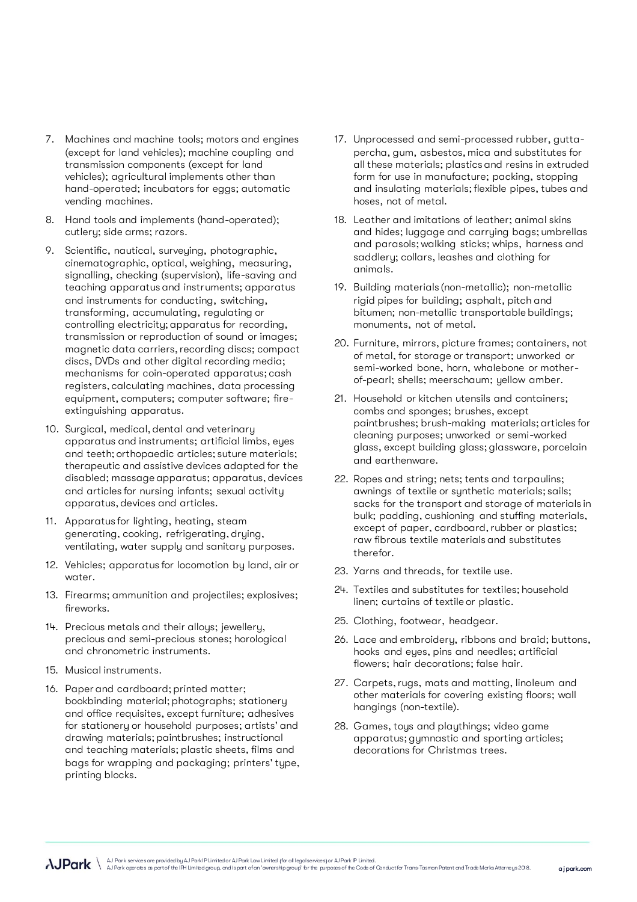7. Machines and machine tools; motors and engines (except for land vehicles); machine coupling and transmission components (except for land vehicles); agricultural implements other than hand-operated; incubators for eggs; automatic vending machines.

8. Hand tools and implements (hand-operated); cutlery; side arms; razors.

9. Scientific, nautical, surveying, photographic, cinematographic, optical, weighing, measuring, signalling, checking (supervision), life-saving and teaching apparatus and instruments; apparatus and instruments for conducting, switching, transforming, accumulating, regulating or controlling electricity; apparatus for recording, transmission or reproduction of sound or images; magnetic data carriers, recording discs; compact discs, DVDs and other digital recording media; mechanisms for coin-operated apparatus; cash registers, calculating machines, data processing equipment, computers; computer software; fire-extinguishing apparatus.

10. Surgical, medical, dental and veterinary apparatus and instruments; artificial limbs, eyes and teeth; orthopaedic articles; suture materials; therapeutic and assistive devices adapted for the disabled; massage apparatus; apparatus, devices and articles for nursing infants; sexual activity apparatus, devices and articles.

11. Apparatus for lighting, heating, steam generating, cooking, refrigerating, drying, ventilating, water supply and sanitary purposes.

12. Vehicles; apparatus for locomotion by land, air or water.

13. Firearms; ammunition and projectiles; explosives; fireworks.

14. Precious metals and their alloys; jewellery, precious and semi-precious stones; horological and chronometric instruments.

15. Musical instruments.

16. Paper and cardboard; printed matter; bookbinding material; photographs; stationery and office requisites, except furniture; adhesives for stationery or household purposes; artists' and drawing materials; paintbrushes; instructional and teaching materials; plastic sheets, films and bags for wrapping and packaging; printers' type, printing blocks.

17. Unprocessed and semi-processed rubber, gutta-percha, gum, asbestos, mica and substitutes for all these materials; plastics and resins in extruded form for use in manufacture; packing, stopping and insulating materials; flexible pipes, tubes and hoses, not of metal.

18. Leather and imitations of leather; animal skins and hides; luggage and carrying bags; umbrellas and parasols; walking sticks; whips, harness and saddlery; collars, leashes and clothing for animals.

19. Building materials (non-metallic); non-metallic rigid pipes for building; asphalt, pitch and bitumen; non-metallic transportable buildings; monuments, not of metal.

20. Furniture, mirrors, picture frames; containers, not of metal, for storage or transport; unworked or semi-worked bone, horn, whalebone or mother-of-pearl; shells; meerschaum; yellow amber.

21. Household or kitchen utensils and containers; combs and sponges; brushes, except paintbrushes; brush-making materials; articles for cleaning purposes; unworked or semi-worked glass, except building glass; glassware, porcelain and earthenware.

22. Ropes and string; nets; tents and tarpaulins; awnings of textile or synthetic materials; sails; sacks for the transport and storage of materials in bulk; padding, cushioning and stuffing materials, except of paper, cardboard, rubber or plastics; raw fibrous textile materials and substitutes therefor.

23. Yarns and threads, for textile use.

24. Textiles and substitutes for textiles; household linen; curtains of textile or plastic.

25. Clothing, footwear, headgear.

26. Lace and embroidery, ribbons and braid; buttons, hooks and eyes, pins and needles; artificial flowers; hair decorations; false hair.

27. Carpets, rugs, mats and matting, linoleum and other materials for covering existing floors; wall hangings (non-textile).

28. Games, toys and playthings; video game apparatus; gymnastic and sporting articles; decorations for Christmas trees.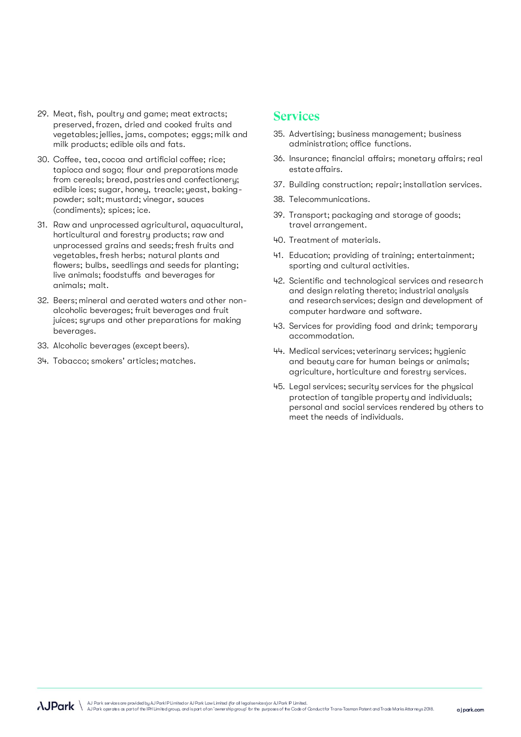29. Meat, fish, poultry and game; meat extracts; preserved, frozen, dried and cooked fruits and vegetables; jellies, jams, compotes; eggs; milk and milk products; edible oils and fats.
30. Coffee, tea, cocoa and artificial coffee; rice; tapioca and sago; flour and preparations made from cereals; bread, pastries and confectionery; edible ices; sugar, honey, treacle; yeast, baking-powder; salt; mustard; vinegar, sauces (condiments); spices; ice.
31. Raw and unprocessed agricultural, aquacultural, horticultural and forestry products; raw and unprocessed grains and seeds; fresh fruits and vegetables, fresh herbs; natural plants and flowers; bulbs, seedlings and seeds for planting; live animals; foodstuffs and beverages for animals; malt.
32. Beers; mineral and aerated waters and other non-alcoholic beverages; fruit beverages and fruit juices; syrups and other preparations for making beverages.
33. Alcoholic beverages (except beers).
34. Tobacco; smokers' articles; matches.

## Services

35. Advertising; business management; business administration; office functions.
36. Insurance; financial affairs; monetary affairs; real estate affairs.
37. Building construction; repair; installation services.
38. Telecommunications.
39. Transport; packaging and storage of goods; travel arrangement.
40. Treatment of materials.
41. Education; providing of training; entertainment; sporting and cultural activities.
42. Scientific and technological services and research and design relating thereto; industrial analysis and research services; design and development of computer hardware and software.
43. Services for providing food and drink; temporary accommodation.
44. Medical services; veterinary services; hygienic and beauty care for human beings or animals; agriculture, horticulture and forestry services.
45. Legal services; security services for the physical protection of tangible property and individuals; personal and social services rendered by others to meet the needs of individuals.

AJ Park services are provided by AJ Park IP Limited or AJ Park Law Limited (for all legal services) or AJ Park IP Limited.
AJ Park operates as part of the IPH Limited group, and is part of an 'ownership group' for the purposes of the Code of Conduct for Trans-Tasman Patent and Trade Marks Attorneys 2018.

ajpark.com